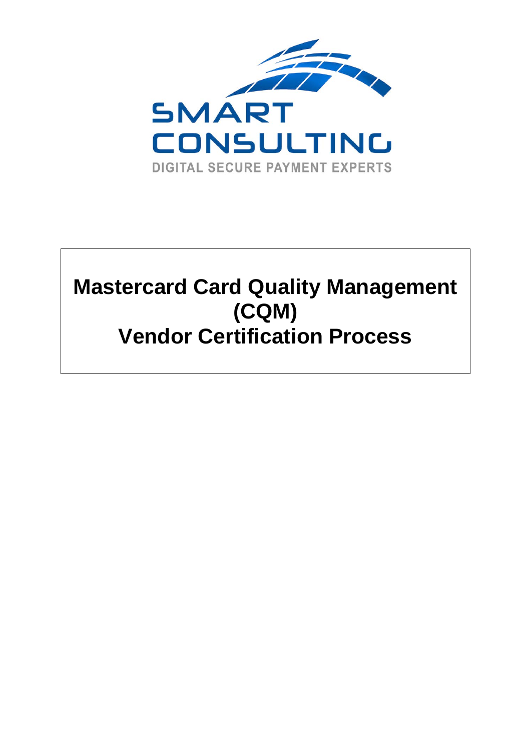SMART CONSULTING

DIGITAL SECURE PAYMENT EXPERTS

# Mastercard Card Quality Management (CQM) Vendor Certification Process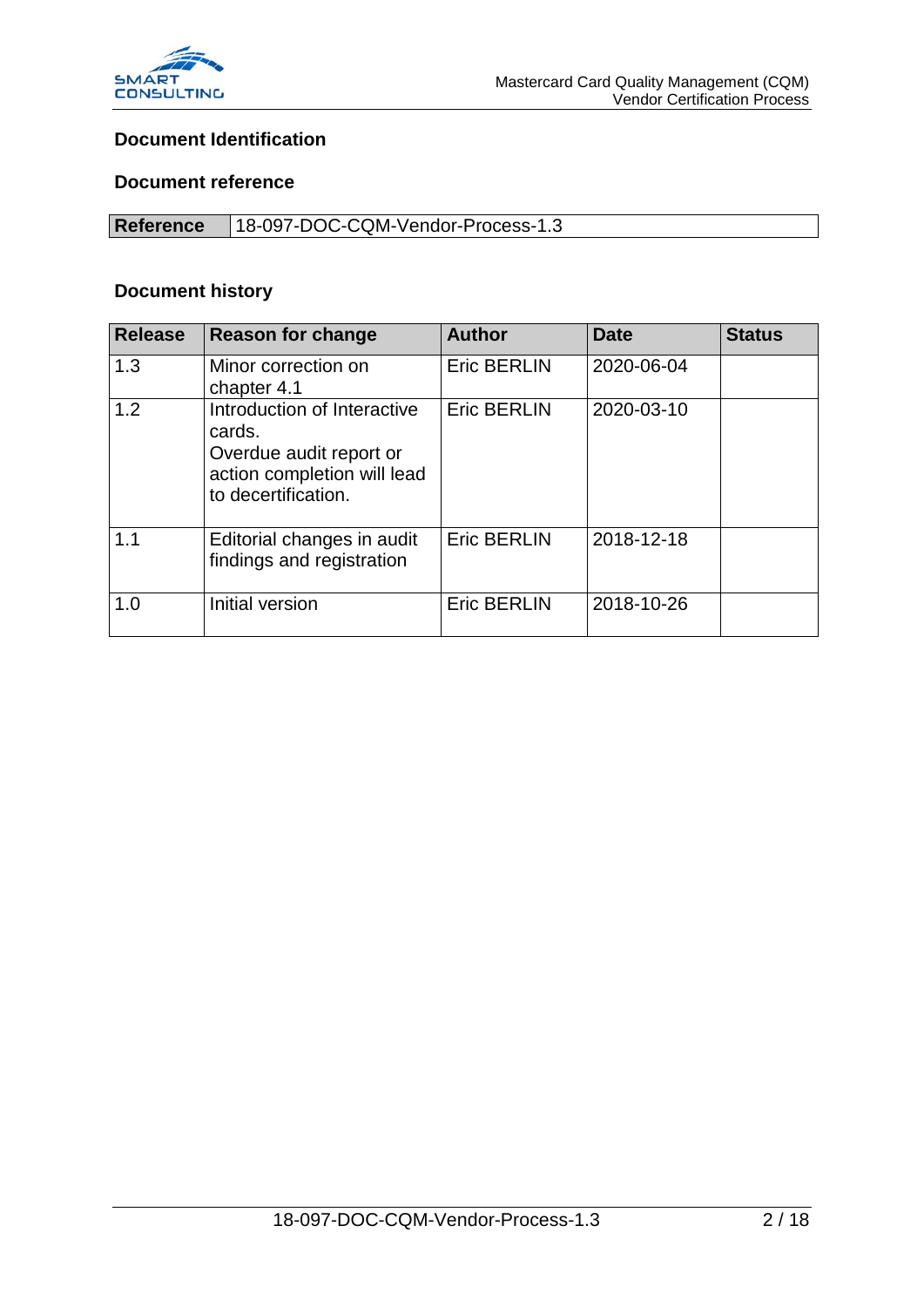## Document Identification

### Document reference

| Reference | 18-097-DOC-CQM-Vendor-Process-1.3 |
|---|---|

### Document history

| Release | Reason for change | Author | Date | Status |
|---|---|---|---|---|
| 1.3 | Minor correction on chapter 4.1 | Eric BERLIN | 2020-06-04 | |
| 1.2 | Introduction of Interactive cards. Overdue audit report or action completion will lead to decertification. | Eric BERLIN | 2020-03-10 | |
| 1.1 | Editorial changes in audit findings and registration | Eric BERLIN | 2018-12-18 | |
| 1.0 | Initial version | Eric BERLIN | 2018-10-26 | |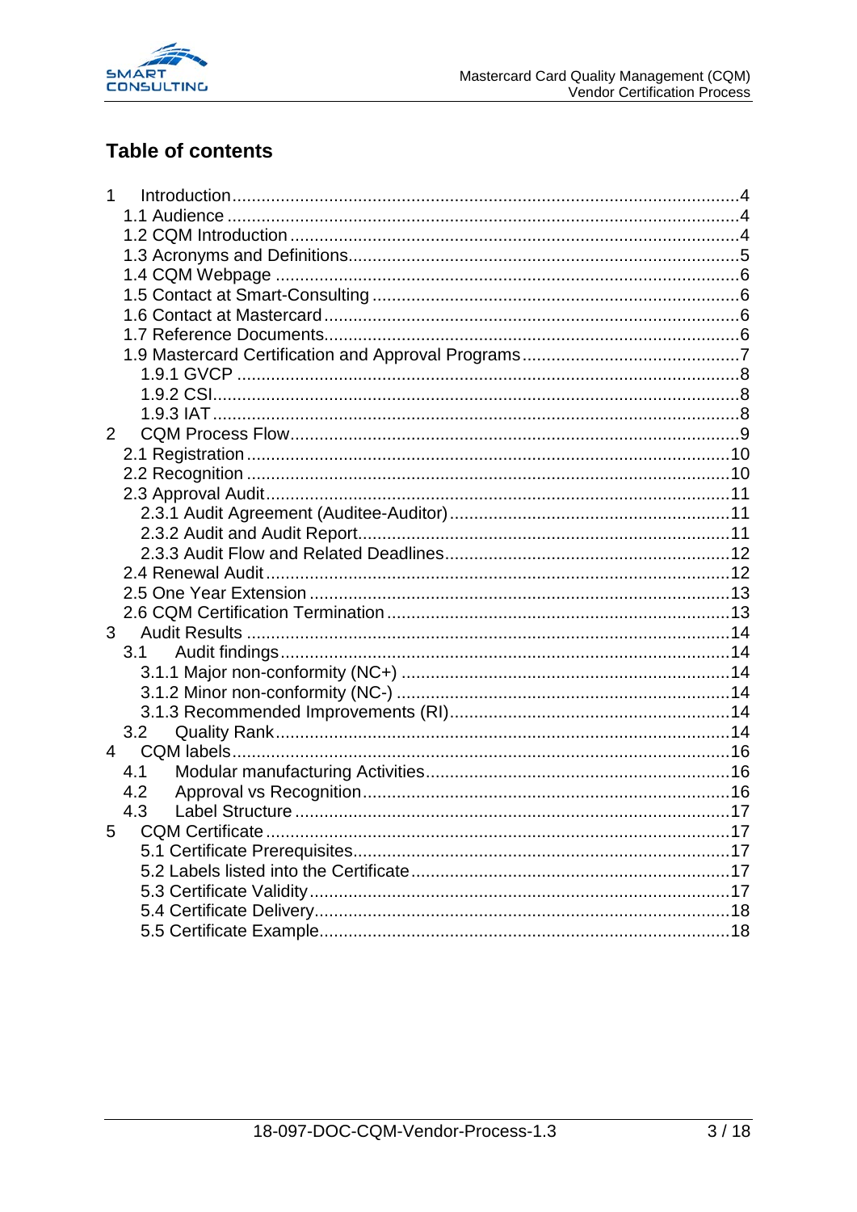## Table of contents

1 Introduction....4
- 1.1 Audience....4
- 1.2 CQM Introduction....4
- 1.3 Acronyms and Definitions....5
- 1.4 CQM Webpage....6
- 1.5 Contact at Smart-Consulting....6
- 1.6 Contact at Mastercard....6
- 1.7 Reference Documents....6
- 1.9 Mastercard Certification and Approval Programs....7
  - 1.9.1 GVCP....8
  - 1.9.2 CSI....8
  - 1.9.3 IAT....8

2 CQM Process Flow....9
- 2.1 Registration....10
- 2.2 Recognition....10
- 2.3 Approval Audit....11
  - 2.3.1 Audit Agreement (Auditee-Auditor)....11
  - 2.3.2 Audit and Audit Report....11
  - 2.3.3 Audit Flow and Related Deadlines....12
- 2.4 Renewal Audit....12
- 2.5 One Year Extension....13
- 2.6 CQM Certification Termination....13

3 Audit Results....14
- 3.1 Audit findings....14
  - 3.1.1 Major non-conformity (NC+)....14
  - 3.1.2 Minor non-conformity (NC-)....14
  - 3.1.3 Recommended Improvements (RI)....14
- 3.2 Quality Rank....14

4 CQM labels....16
- 4.1 Modular manufacturing Activities....16
- 4.2 Approval vs Recognition....16
- 4.3 Label Structure....17

5 CQM Certificate....17
- 5.1 Certificate Prerequisites....17
- 5.2 Labels listed into the Certificate....17
- 5.3 Certificate Validity....17
- 5.4 Certificate Delivery....18
- 5.5 Certificate Example....18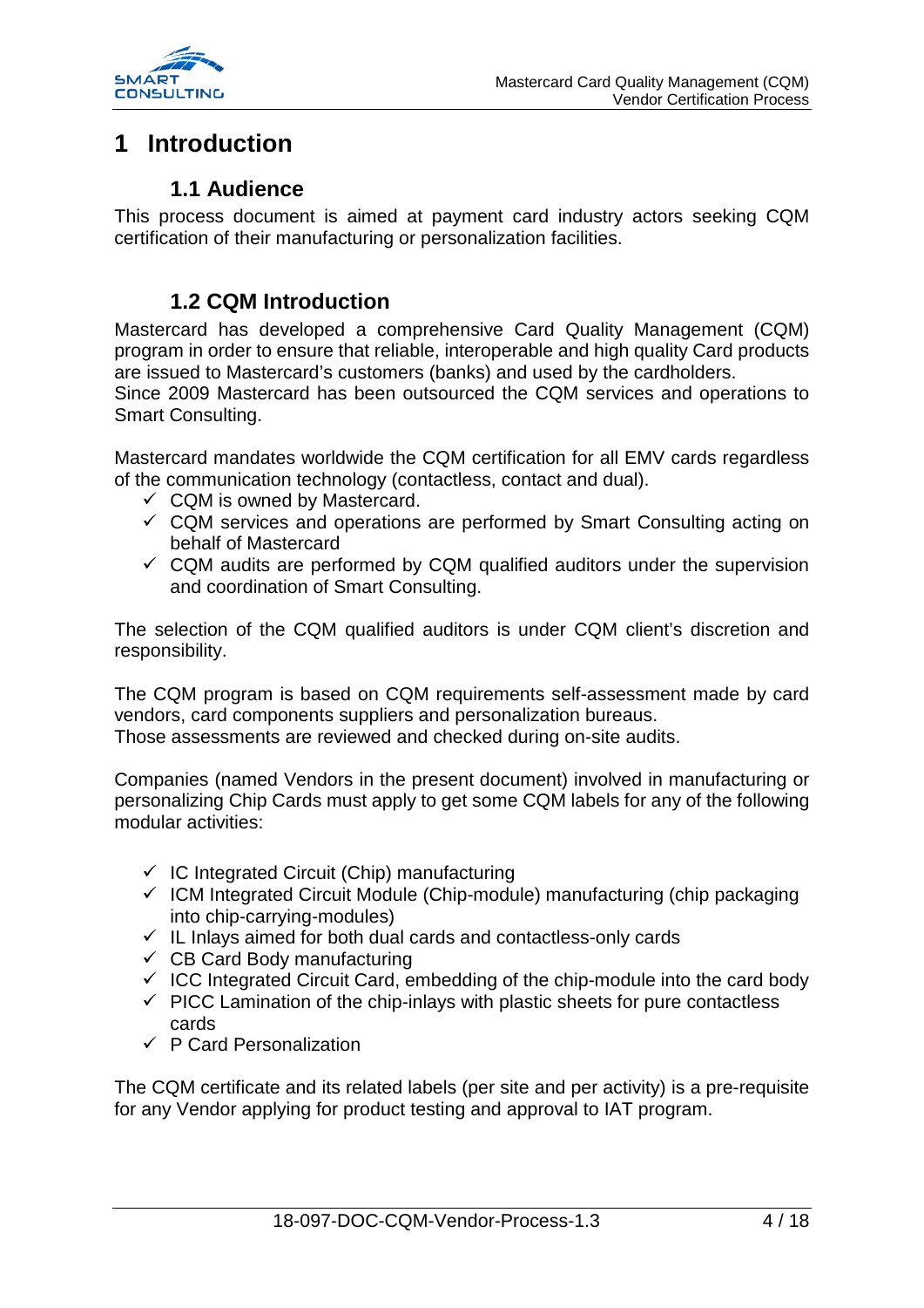# 1 Introduction

## 1.1 Audience

This process document is aimed at payment card industry actors seeking CQM certification of their manufacturing or personalization facilities.

## 1.2 CQM Introduction

Mastercard has developed a comprehensive Card Quality Management (CQM) program in order to ensure that reliable, interoperable and high quality Card products are issued to Mastercard's customers (banks) and used by the cardholders.
Since 2009 Mastercard has been outsourced the CQM services and operations to Smart Consulting.

Mastercard mandates worldwide the CQM certification for all EMV cards regardless of the communication technology (contactless, contact and dual).

- ✓ CQM is owned by Mastercard.
- ✓ CQM services and operations are performed by Smart Consulting acting on behalf of Mastercard
- ✓ CQM audits are performed by CQM qualified auditors under the supervision and coordination of Smart Consulting.

The selection of the CQM qualified auditors is under CQM client's discretion and responsibility.

The CQM program is based on CQM requirements self-assessment made by card vendors, card components suppliers and personalization bureaus.
Those assessments are reviewed and checked during on-site audits.

Companies (named Vendors in the present document) involved in manufacturing or personalizing Chip Cards must apply to get some CQM labels for any of the following modular activities:

- ✓ IC Integrated Circuit (Chip) manufacturing
- ✓ ICM Integrated Circuit Module (Chip-module) manufacturing (chip packaging into chip-carrying-modules)
- ✓ IL Inlays aimed for both dual cards and contactless-only cards
- ✓ CB Card Body manufacturing
- ✓ ICC Integrated Circuit Card, embedding of the chip-module into the card body
- ✓ PICC Lamination of the chip-inlays with plastic sheets for pure contactless cards
- ✓ P Card Personalization

The CQM certificate and its related labels (per site and per activity) is a pre-requisite for any Vendor applying for product testing and approval to IAT program.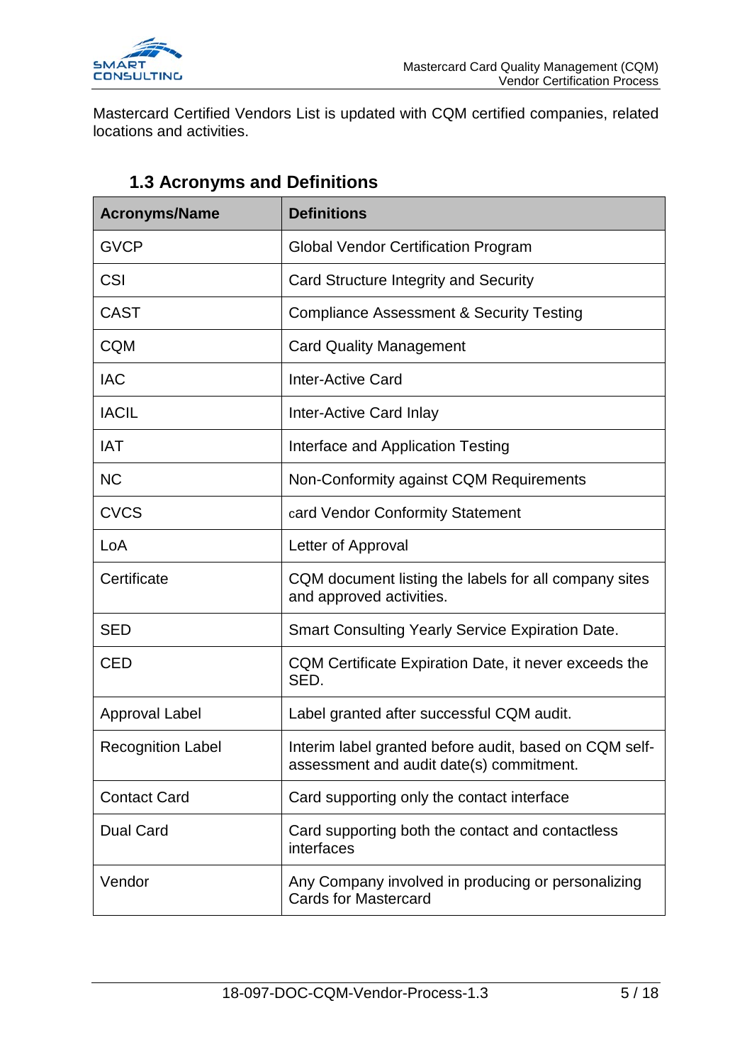Mastercard Certified Vendors List is updated with CQM certified companies, related locations and activities.

## 1.3 Acronyms and Definitions

| Acronyms/Name | Definitions |
|---|---|
| GVCP | Global Vendor Certification Program |
| CSI | Card Structure Integrity and Security |
| CAST | Compliance Assessment & Security Testing |
| CQM | Card Quality Management |
| IAC | Inter-Active Card |
| IACIL | Inter-Active Card Inlay |
| IAT | Interface and Application Testing |
| NC | Non-Conformity against CQM Requirements |
| CVCS | card Vendor Conformity Statement |
| LoA | Letter of Approval |
| Certificate | CQM document listing the labels for all company sites and approved activities. |
| SED | Smart Consulting Yearly Service Expiration Date. |
| CED | CQM Certificate Expiration Date, it never exceeds the SED. |
| Approval Label | Label granted after successful CQM audit. |
| Recognition Label | Interim label granted before audit, based on CQM self-assessment and audit date(s) commitment. |
| Contact Card | Card supporting only the contact interface |
| Dual Card | Card supporting both the contact and contactless interfaces |
| Vendor | Any Company involved in producing or personalizing Cards for Mastercard |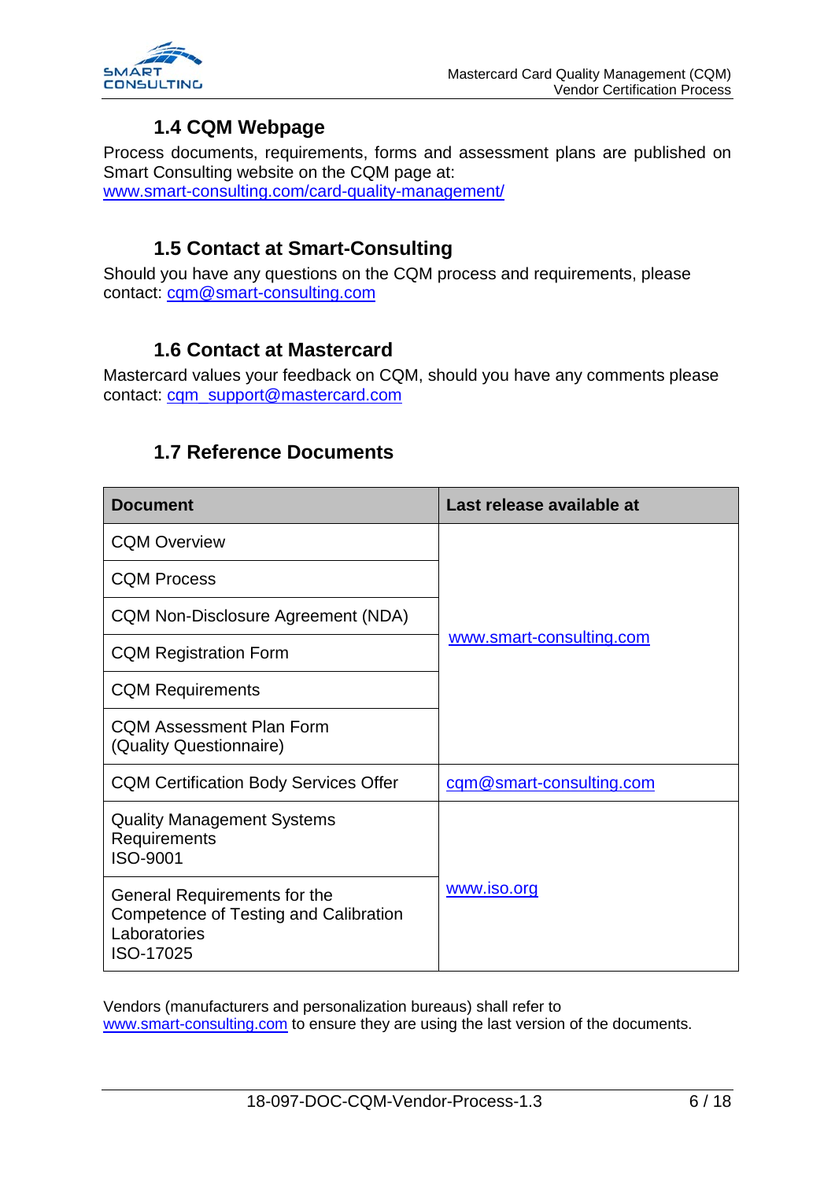## 1.4 CQM Webpage

Process documents, requirements, forms and assessment plans are published on Smart Consulting website on the CQM page at:
www.smart-consulting.com/card-quality-management/

## 1.5 Contact at Smart-Consulting

Should you have any questions on the CQM process and requirements, please contact: cqm@smart-consulting.com

## 1.6 Contact at Mastercard

Mastercard values your feedback on CQM, should you have any comments please contact: cqm_support@mastercard.com

## 1.7 Reference Documents

| Document | Last release available at |
|---|---|
| CQM Overview | www.smart-consulting.com |
| CQM Process | |
| CQM Non-Disclosure Agreement (NDA) | |
| CQM Registration Form | |
| CQM Requirements | |
| CQM Assessment Plan Form (Quality Questionnaire) | |
| CQM Certification Body Services Offer | cqm@smart-consulting.com |
| Quality Management Systems Requirements ISO-9001 | www.iso.org |
| General Requirements for the Competence of Testing and Calibration Laboratories ISO-17025 | |

Vendors (manufacturers and personalization bureaus) shall refer to www.smart-consulting.com to ensure they are using the last version of the documents.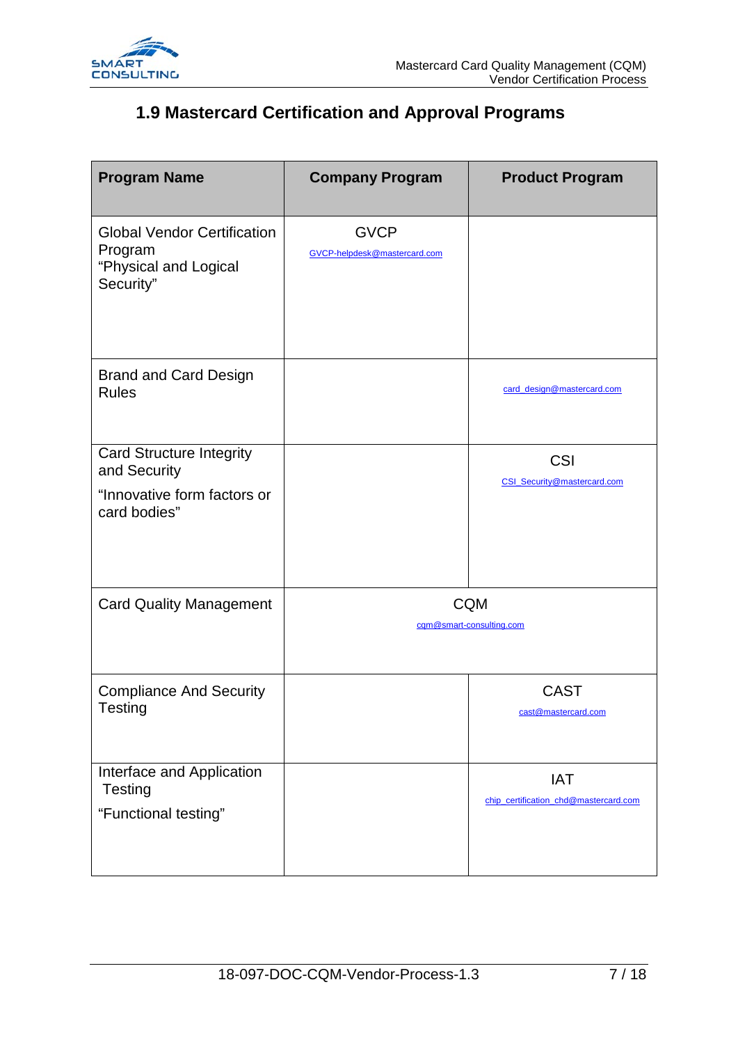## 1.9 Mastercard Certification and Approval Programs

| Program Name | Company Program | Product Program |
| --- | --- | --- |
| Global Vendor Certification Program "Physical and Logical Security" | GVCP<br>GVCP-helpdesk@mastercard.com | |
| Brand and Card Design Rules | | card_design@mastercard.com |
| Card Structure Integrity and Security<br>"Innovative form factors or card bodies" | | CSI<br>CSI_Security@mastercard.com |
| Card Quality Management | CQM<br>cqm@smart-consulting.com | |
| Compliance And Security Testing | | CAST<br>cast@mastercard.com |
| Interface and Application Testing<br>"Functional testing" | | IAT<br>chip_certification_chd@mastercard.com |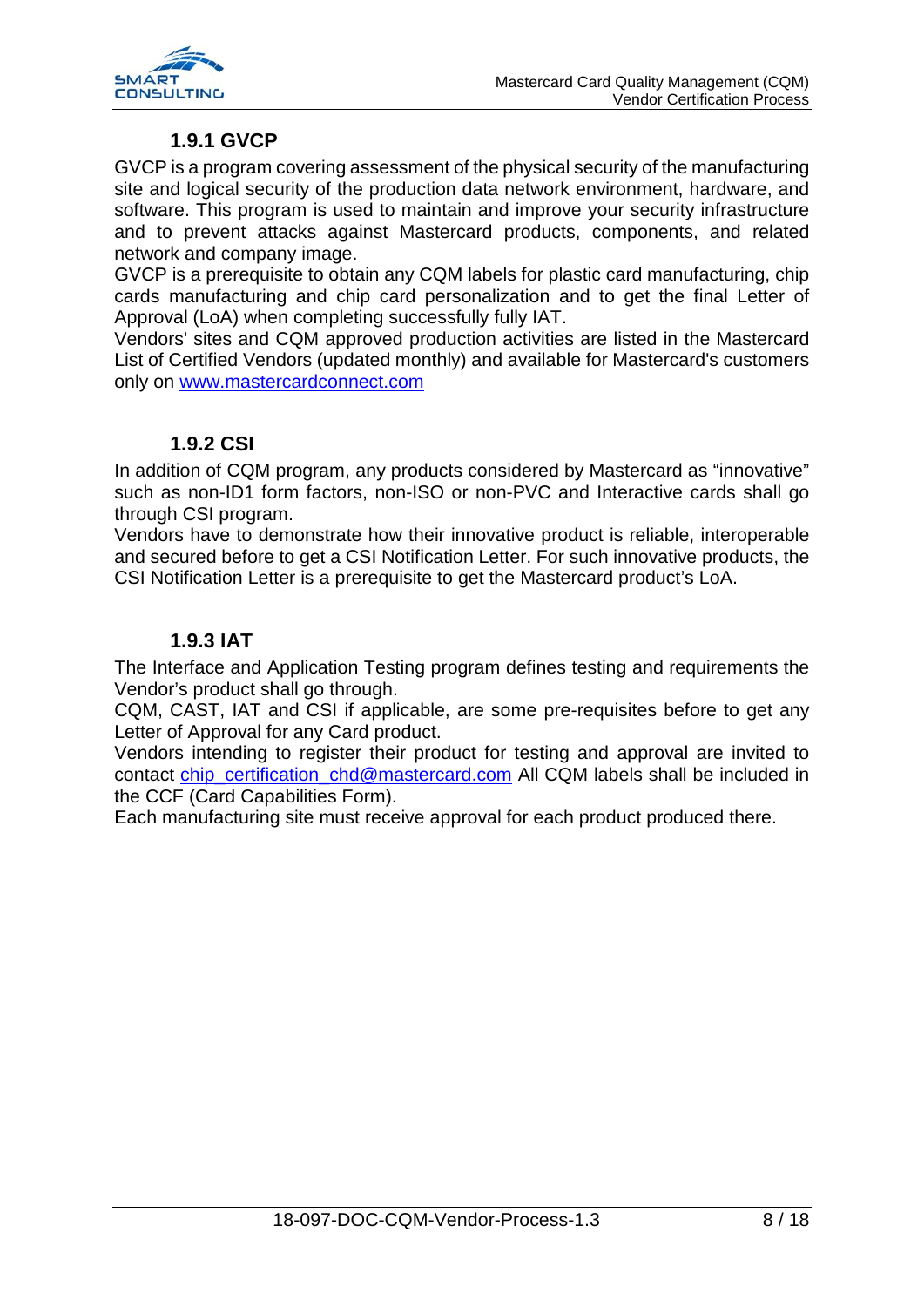### 1.9.1 GVCP

GVCP is a program covering assessment of the physical security of the manufacturing site and logical security of the production data network environment, hardware, and software. This program is used to maintain and improve your security infrastructure and to prevent attacks against Mastercard products, components, and related network and company image.

GVCP is a prerequisite to obtain any CQM labels for plastic card manufacturing, chip cards manufacturing and chip card personalization and to get the final Letter of Approval (LoA) when completing successfully fully IAT.

Vendors' sites and CQM approved production activities are listed in the Mastercard List of Certified Vendors (updated monthly) and available for Mastercard's customers only on [www.mastercardconnect.com](www.mastercardconnect.com)

### 1.9.2 CSI

In addition of CQM program, any products considered by Mastercard as “innovative” such as non-ID1 form factors, non-ISO or non-PVC and Interactive cards shall go through CSI program.

Vendors have to demonstrate how their innovative product is reliable, interoperable and secured before to get a CSI Notification Letter. For such innovative products, the CSI Notification Letter is a prerequisite to get the Mastercard product’s LoA.

### 1.9.3 IAT

The Interface and Application Testing program defines testing and requirements the Vendor’s product shall go through.

CQM, CAST, IAT and CSI if applicable, are some pre-requisites before to get any Letter of Approval for any Card product.

Vendors intending to register their product for testing and approval are invited to contact [chip_certification_chd@mastercard.com](mailto:chip_certification_chd@mastercard.com) All CQM labels shall be included in the CCF (Card Capabilities Form).

Each manufacturing site must receive approval for each product produced there.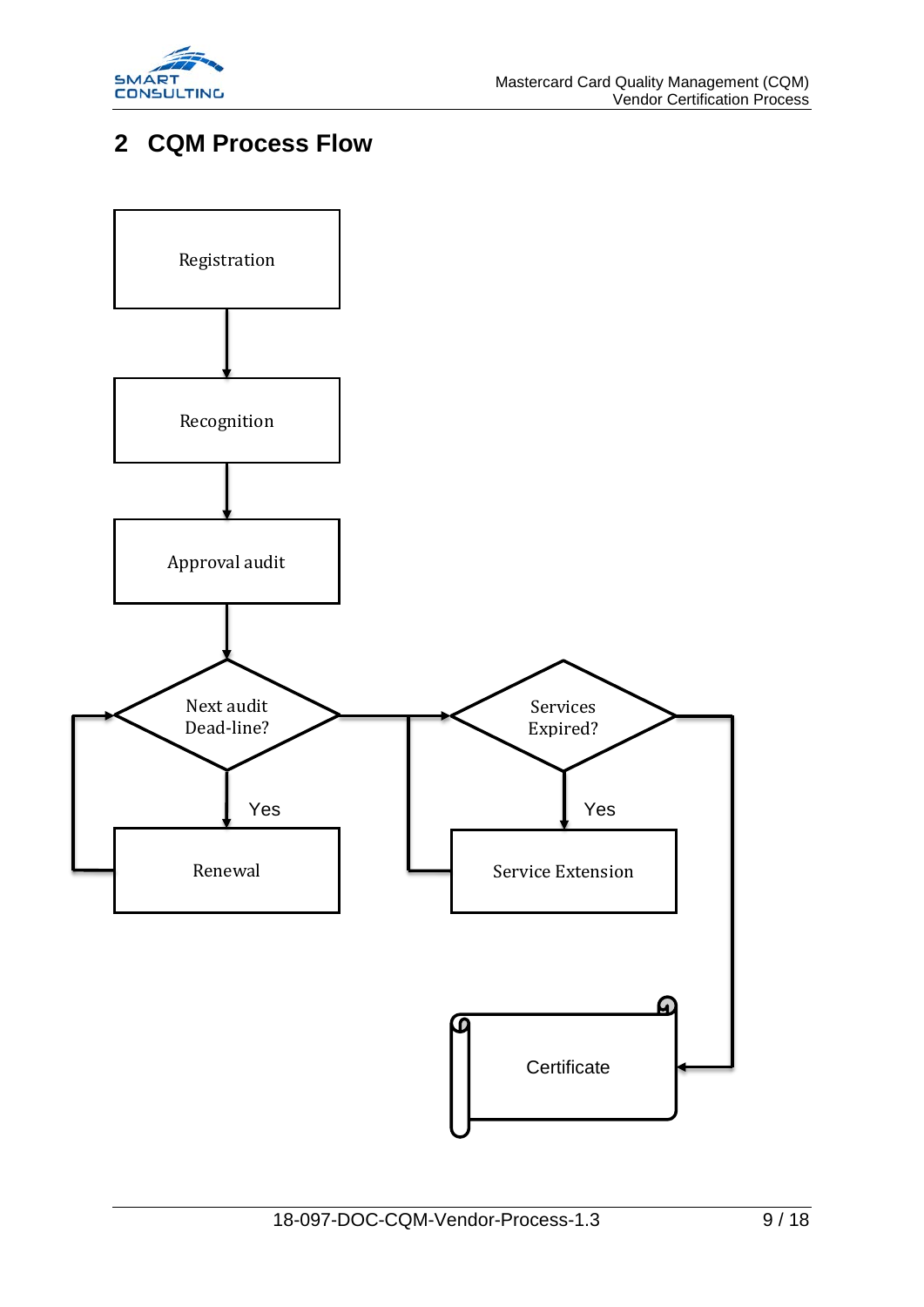## 2 CQM Process Flow

Registration

Recognition

Approval audit

Next audit Dead-line?

Yes

Renewal

Services Expired?

Yes

Service Extension

Certificate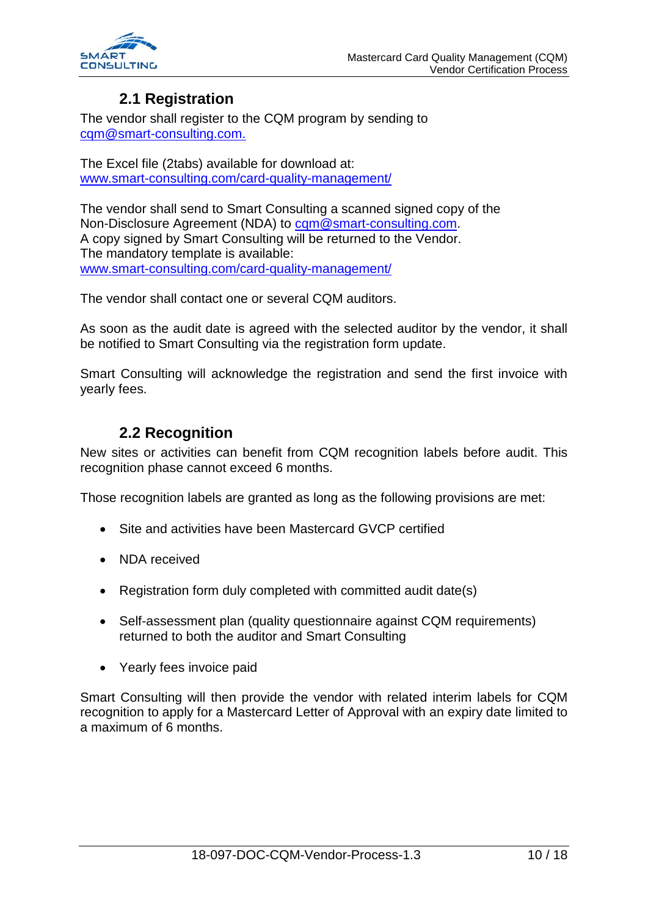## 2.1 Registration

The vendor shall register to the CQM program by sending to cqm@smart-consulting.com.

The Excel file (2tabs) available for download at:
www.smart-consulting.com/card-quality-management/

The vendor shall send to Smart Consulting a scanned signed copy of the Non-Disclosure Agreement (NDA) to cqm@smart-consulting.com.
A copy signed by Smart Consulting will be returned to the Vendor.
The mandatory template is available:
www.smart-consulting.com/card-quality-management/

The vendor shall contact one or several CQM auditors.

As soon as the audit date is agreed with the selected auditor by the vendor, it shall be notified to Smart Consulting via the registration form update.

Smart Consulting will acknowledge the registration and send the first invoice with yearly fees.

## 2.2 Recognition

New sites or activities can benefit from CQM recognition labels before audit. This recognition phase cannot exceed 6 months.

Those recognition labels are granted as long as the following provisions are met:

- Site and activities have been Mastercard GVCP certified
- NDA received
- Registration form duly completed with committed audit date(s)
- Self-assessment plan (quality questionnaire against CQM requirements) returned to both the auditor and Smart Consulting
- Yearly fees invoice paid

Smart Consulting will then provide the vendor with related interim labels for CQM recognition to apply for a Mastercard Letter of Approval with an expiry date limited to a maximum of 6 months.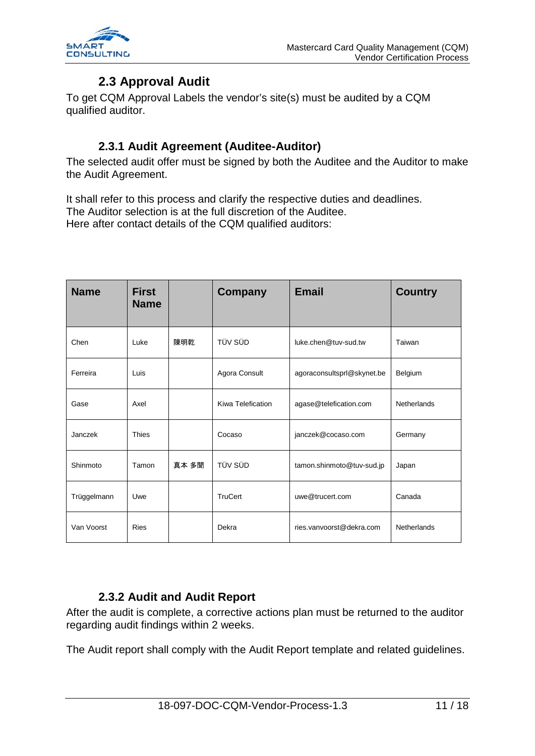## 2.3 Approval Audit

To get CQM Approval Labels the vendor's site(s) must be audited by a CQM qualified auditor.

### 2.3.1 Audit Agreement (Auditee-Auditor)

The selected audit offer must be signed by both the Auditee and the Auditor to make the Audit Agreement.

It shall refer to this process and clarify the respective duties and deadlines.
The Auditor selection is at the full discretion of the Auditee.
Here after contact details of the CQM qualified auditors:

| Name | First Name | | Company | Email | Country |
|---|---|---|---|---|---|
| Chen | Luke | 陳明乾 | TÜV SÜD | luke.chen@tuv-sud.tw | Taiwan |
| Ferreira | Luis | | Agora Consult | agoraconsultsprl@skynet.be | Belgium |
| Gase | Axel | | Kiwa Telefication | agase@telefication.com | Netherlands |
| Janczek | Thies | | Cocaso | janczek@cocaso.com | Germany |
| Shinmoto | Tamon | 真本 多聞 | TÜV SÜD | tamon.shinmoto@tuv-sud.jp | Japan |
| Trüggelmann | Uwe | | TruCert | uwe@trucert.com | Canada |
| Van Voorst | Ries | | Dekra | ries.vanvoorst@dekra.com | Netherlands |

### 2.3.2 Audit and Audit Report

After the audit is complete, a corrective actions plan must be returned to the auditor regarding audit findings within 2 weeks.

The Audit report shall comply with the Audit Report template and related guidelines.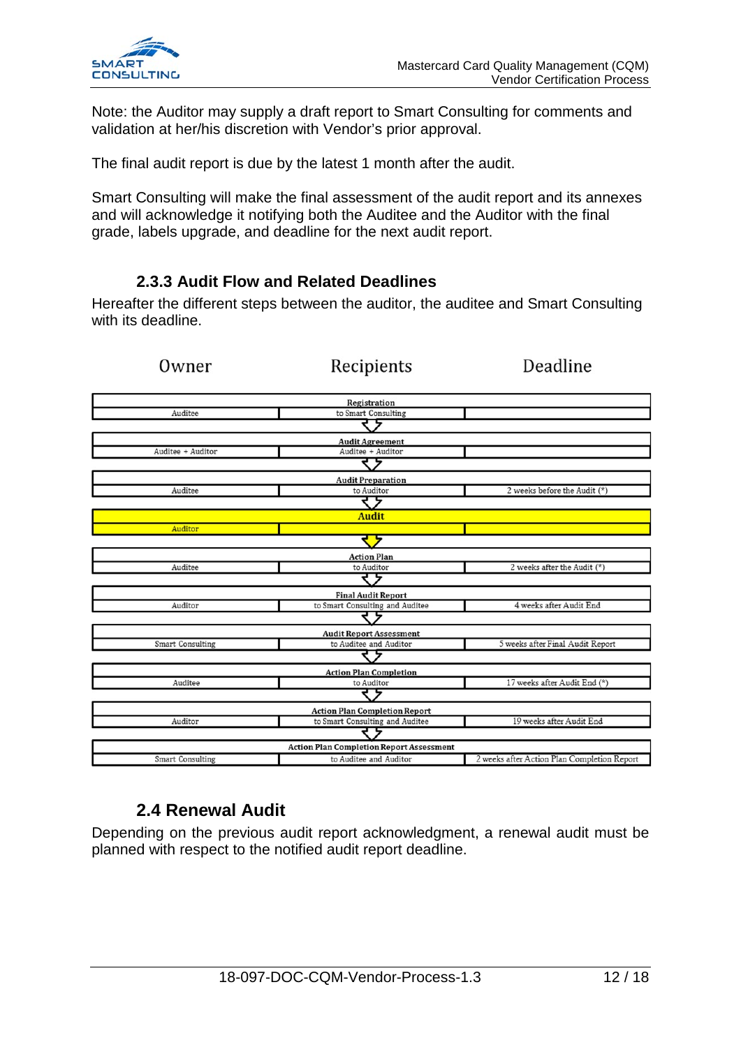Note: the Auditor may supply a draft report to Smart Consulting for comments and validation at her/his discretion with Vendor's prior approval.

The final audit report is due by the latest 1 month after the audit.

Smart Consulting will make the final assessment of the audit report and its annexes and will acknowledge it notifying both the Auditee and the Auditor with the final grade, labels upgrade, and deadline for the next audit report.

### 2.3.3 Audit Flow and Related Deadlines

Hereafter the different steps between the auditor, the auditee and Smart Consulting with its deadline.

| Step | Owner | Recipients | Deadline |
|---|---|---|---|
| **Registration** | Auditee | to Smart Consulting | |
| **Audit Agreement** | Auditee + Auditor | Auditee + Auditor | |
| **Audit Preparation** | Auditee | to Auditor | 2 weeks before the Audit (*) |
| **Audit** | Auditor | | |
| **Action Plan** | Auditee | to Auditor | 2 weeks after the Audit (*) |
| **Final Audit Report** | Auditor | to Smart Consulting and Auditee | 4 weeks after Audit End |
| **Audit Report Assessment** | Smart Consulting | to Auditee and Auditor | 5 weeks after Final Audit Report |
| **Action Plan Completion** | Auditee | to Auditor | 17 weeks after Audit End (*) |
| **Action Plan Completion Report** | Auditor | to Smart Consulting and Auditee | 19 weeks after Audit End |
| **Action Plan Completion Report Assessment** | Smart Consulting | to Auditee and Auditor | 2 weeks after Action Plan Completion Report |

## 2.4 Renewal Audit

Depending on the previous audit report acknowledgment, a renewal audit must be planned with respect to the notified audit report deadline.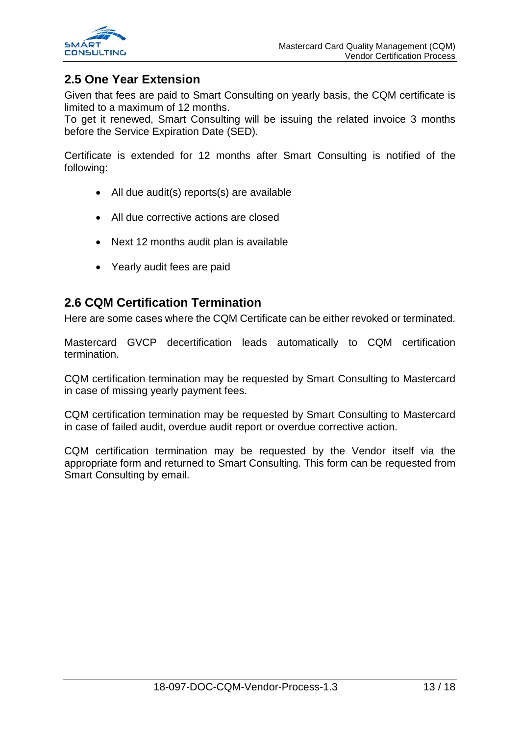## 2.5 One Year Extension

Given that fees are paid to Smart Consulting on yearly basis, the CQM certificate is limited to a maximum of 12 months.
To get it renewed, Smart Consulting will be issuing the related invoice 3 months before the Service Expiration Date (SED).

Certificate is extended for 12 months after Smart Consulting is notified of the following:

- All due audit(s) reports(s) are available
- All due corrective actions are closed
- Next 12 months audit plan is available
- Yearly audit fees are paid

## 2.6 CQM Certification Termination

Here are some cases where the CQM Certificate can be either revoked or terminated.

Mastercard GVCP decertification leads automatically to CQM certification termination.

CQM certification termination may be requested by Smart Consulting to Mastercard in case of missing yearly payment fees.

CQM certification termination may be requested by Smart Consulting to Mastercard in case of failed audit, overdue audit report or overdue corrective action.

CQM certification termination may be requested by the Vendor itself via the appropriate form and returned to Smart Consulting. This form can be requested from Smart Consulting by email.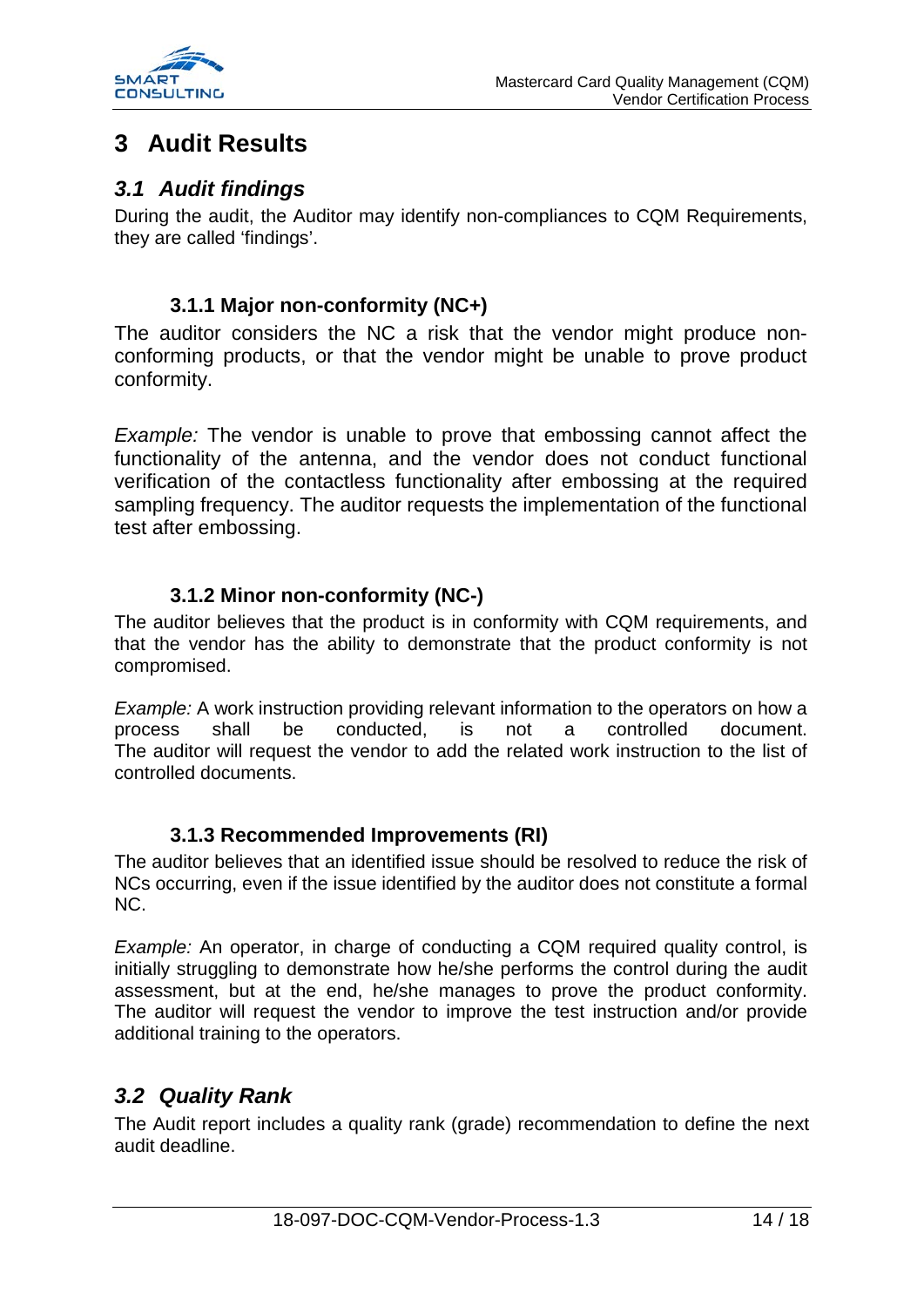# 3 Audit Results

## 3.1 Audit findings

During the audit, the Auditor may identify non-compliances to CQM Requirements, they are called 'findings'.

### 3.1.1 Major non-conformity (NC+)

The auditor considers the NC a risk that the vendor might produce non-conforming products, or that the vendor might be unable to prove product conformity.

*Example:* The vendor is unable to prove that embossing cannot affect the functionality of the antenna, and the vendor does not conduct functional verification of the contactless functionality after embossing at the required sampling frequency. The auditor requests the implementation of the functional test after embossing.

### 3.1.2 Minor non-conformity (NC-)

The auditor believes that the product is in conformity with CQM requirements, and that the vendor has the ability to demonstrate that the product conformity is not compromised.

*Example:* A work instruction providing relevant information to the operators on how a process shall be conducted, is not a controlled document. The auditor will request the vendor to add the related work instruction to the list of controlled documents.

### 3.1.3 Recommended Improvements (RI)

The auditor believes that an identified issue should be resolved to reduce the risk of NCs occurring, even if the issue identified by the auditor does not constitute a formal NC.

*Example:* An operator, in charge of conducting a CQM required quality control, is initially struggling to demonstrate how he/she performs the control during the audit assessment, but at the end, he/she manages to prove the product conformity. The auditor will request the vendor to improve the test instruction and/or provide additional training to the operators.

## 3.2 Quality Rank

The Audit report includes a quality rank (grade) recommendation to define the next audit deadline.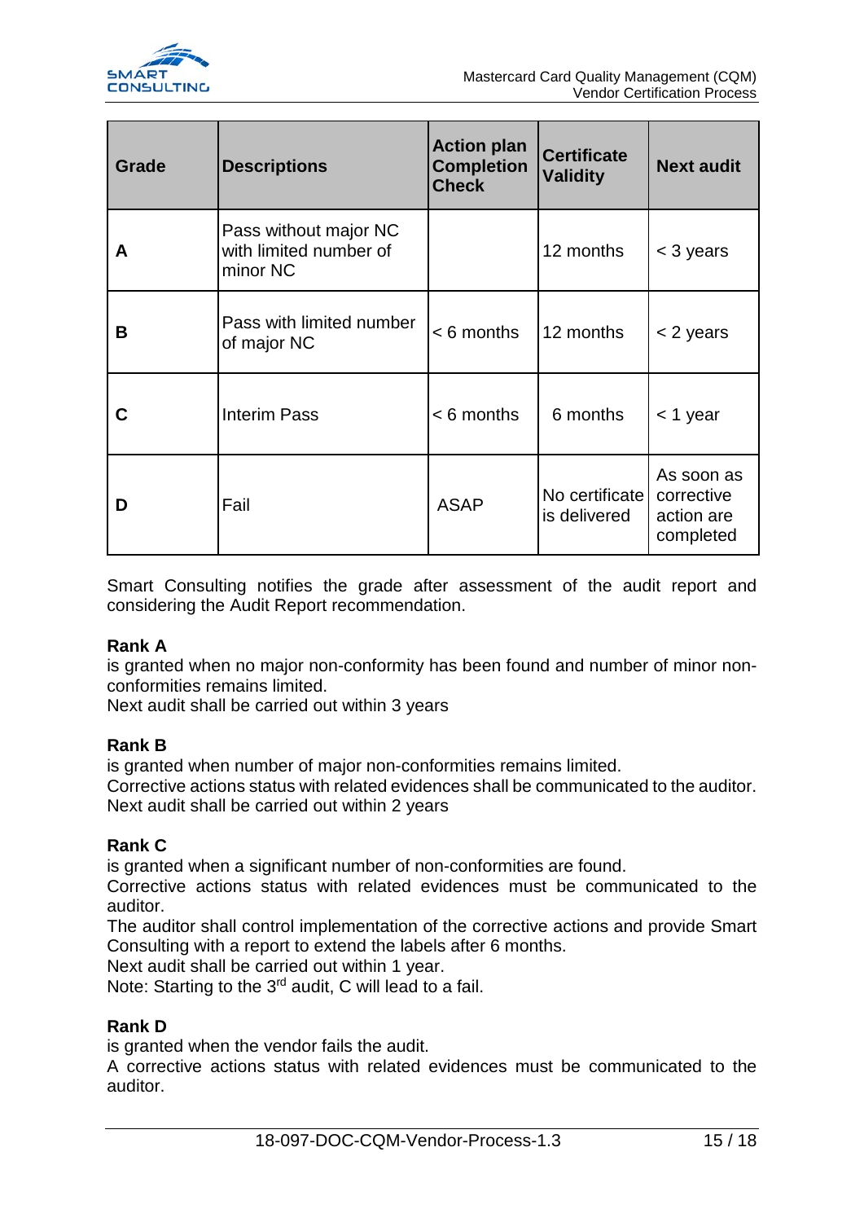| Grade | Descriptions | Action plan Completion Check | Certificate Validity | Next audit |
|---|---|---|---|---|
| **A** | Pass without major NC with limited number of minor NC | | 12 months | < 3 years |
| **B** | Pass with limited number of major NC | < 6 months | 12 months | < 2 years |
| **C** | Interim Pass | < 6 months | 6 months | < 1 year |
| **D** | Fail | ASAP | No certificate is delivered | As soon as corrective action are completed |

Smart Consulting notifies the grade after assessment of the audit report and considering the Audit Report recommendation.

**Rank A**

is granted when no major non-conformity has been found and number of minor non-conformities remains limited.

Next audit shall be carried out within 3 years

**Rank B**

is granted when number of major non-conformities remains limited.

Corrective actions status with related evidences shall be communicated to the auditor.

Next audit shall be carried out within 2 years

**Rank C**

is granted when a significant number of non-conformities are found.

Corrective actions status with related evidences must be communicated to the auditor.

The auditor shall control implementation of the corrective actions and provide Smart Consulting with a report to extend the labels after 6 months.

Next audit shall be carried out within 1 year.

Note: Starting to the 3rd audit, C will lead to a fail.

**Rank D**

is granted when the vendor fails the audit.

A corrective actions status with related evidences must be communicated to the auditor.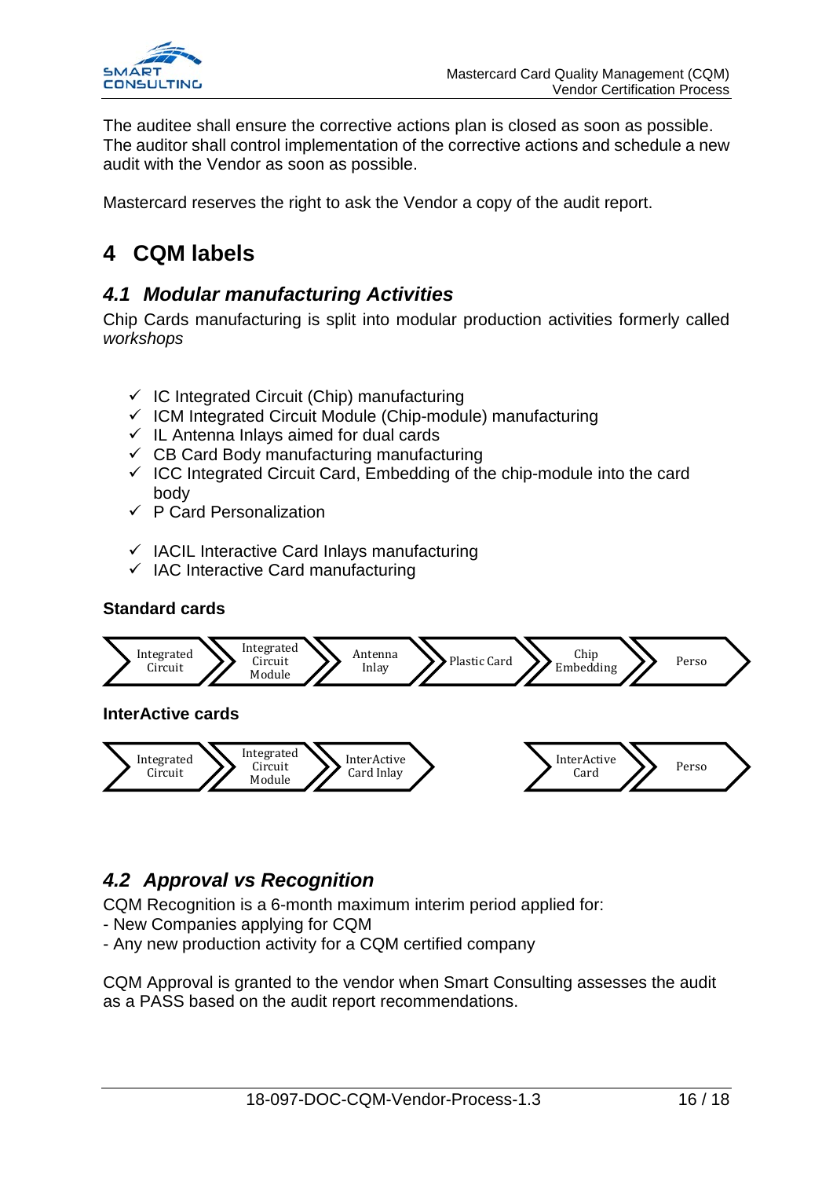The auditee shall ensure the corrective actions plan is closed as soon as possible. The auditor shall control implementation of the corrective actions and schedule a new audit with the Vendor as soon as possible.

Mastercard reserves the right to ask the Vendor a copy of the audit report.

# 4 CQM labels

## *4.1 Modular manufacturing Activities*

Chip Cards manufacturing is split into modular production activities formerly called *workshops*

- ✓ IC Integrated Circuit (Chip) manufacturing
- ✓ ICM Integrated Circuit Module (Chip-module) manufacturing
- ✓ IL Antenna Inlays aimed for dual cards
- ✓ CB Card Body manufacturing manufacturing
- ✓ ICC Integrated Circuit Card, Embedding of the chip-module into the card body
- ✓ P Card Personalization

- ✓ IACIL Interactive Card Inlays manufacturing
- ✓ IAC Interactive Card manufacturing

**Standard cards**

Integrated Circuit → Integrated Circuit Module → Antenna Inlay → Plastic Card → Chip Embedding → Perso

**InterActive cards**

Integrated Circuit → Integrated Circuit Module → InterActive Card Inlay → InterActive Card → Perso

## *4.2 Approval vs Recognition*

CQM Recognition is a 6-month maximum interim period applied for:
- New Companies applying for CQM
- Any new production activity for a CQM certified company

CQM Approval is granted to the vendor when Smart Consulting assesses the audit as a PASS based on the audit report recommendations.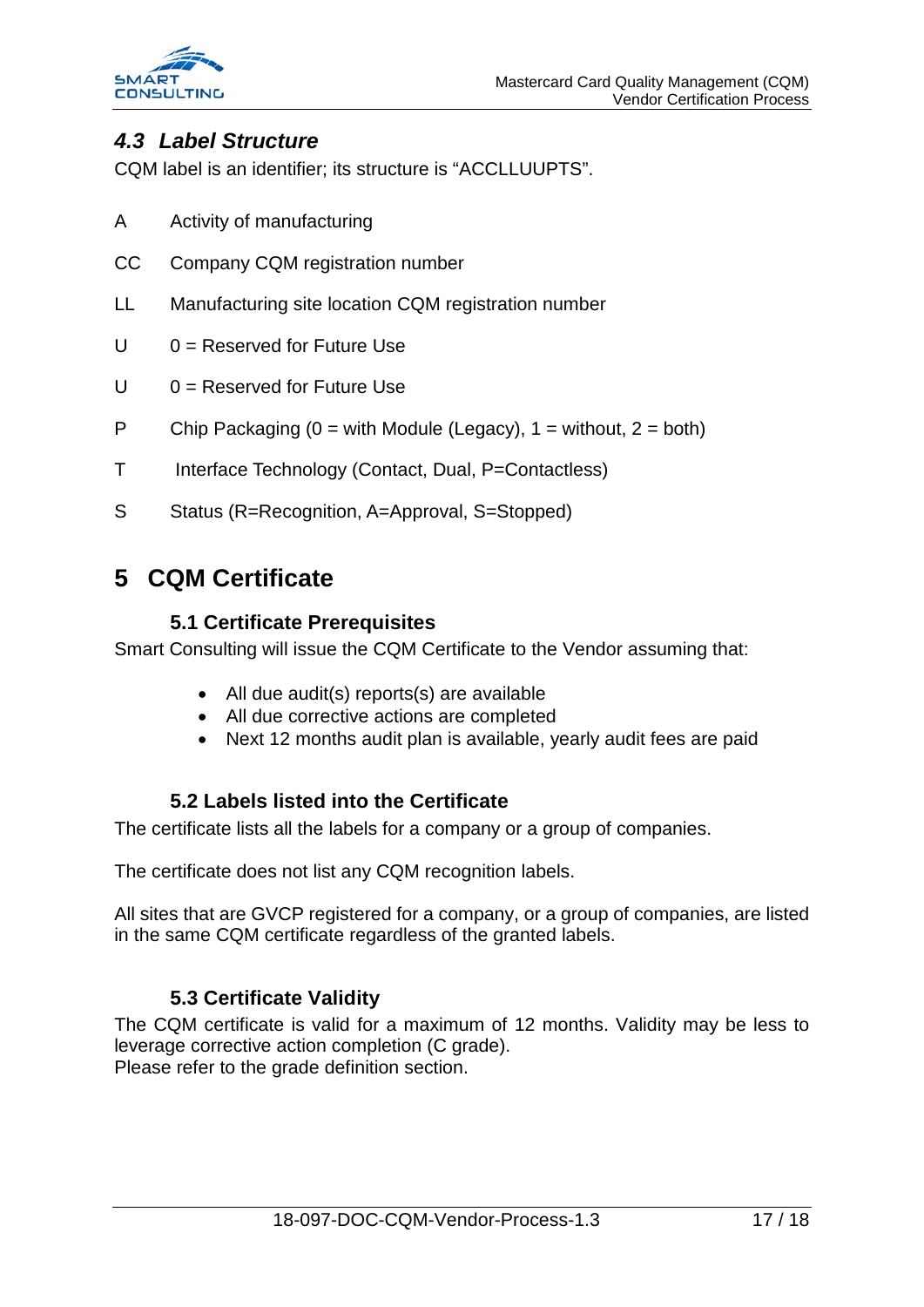### *4.3 Label Structure*

CQM label is an identifier; its structure is “ACCLLUUPTS”.

A Activity of manufacturing

CC Company CQM registration number

LL Manufacturing site location CQM registration number

U 0 = Reserved for Future Use

U 0 = Reserved for Future Use

P Chip Packaging (0 = with Module (Legacy), 1 = without, 2 = both)

T Interface Technology (Contact, Dual, P=Contactless)

S Status (R=Recognition, A=Approval, S=Stopped)

# 5 CQM Certificate

### 5.1 Certificate Prerequisites

Smart Consulting will issue the CQM Certificate to the Vendor assuming that:

- All due audit(s) reports(s) are available
- All due corrective actions are completed
- Next 12 months audit plan is available, yearly audit fees are paid

### 5.2 Labels listed into the Certificate

The certificate lists all the labels for a company or a group of companies.

The certificate does not list any CQM recognition labels.

All sites that are GVCP registered for a company, or a group of companies, are listed in the same CQM certificate regardless of the granted labels.

### 5.3 Certificate Validity

The CQM certificate is valid for a maximum of 12 months. Validity may be less to leverage corrective action completion (C grade).
Please refer to the grade definition section.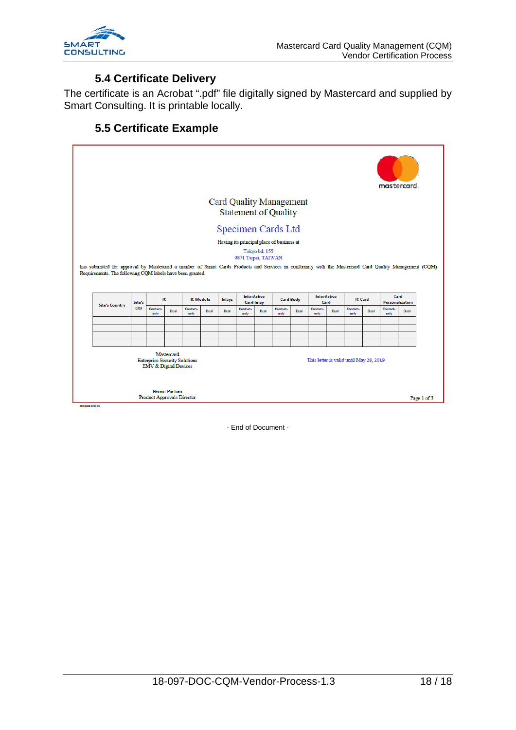## 5.4 Certificate Delivery

The certificate is an Acrobat ".pdf" file digitally signed by Mastercard and supplied by Smart Consulting. It is printable locally.

## 5.5 Certificate Example

mastercard.

Card Quality Management
Statement of Quality

Specimen Cards Ltd

Having its principal place of business at

Tokyo bd, 155
9871 Taipei, TAIWAN

has submitted for approval by Mastercard a number of Smart Cards Products and Services in conformity with the Mastercard Card Quality Management (CQM) Requirements. The following CQM labels have been granted.

| Site's Country | Site's city | IC | | IC Module | | Inlays | InterActive Card Inlay | | Card Body | | InterActive Card | | IC Card | | Card Personalization | |
|---|---|---|---|---|---|---|---|---|---|---|---|---|---|---|---|---|
| | | Contact-only | Dual | Contact-only | Dual | Dual | Contact-only | Dual | Contact-only | Dual | Contact-only | Dual | Contact-only | Dual | Contact-only | Dual |
| | | | | | | | | | | | | | | | | |
| | | | | | | | | | | | | | | | | |
| | | | | | | | | | | | | | | | | |
| | | | | | | | | | | | | | | | | |

Mastercard
Enterprise Security Solutions
EMV & Digital Devices

This letter is valid until May 28, 2019

Bruno Parfum
Product Approvals Director

Page 1 of 3

template 2017-02

- End of Document -